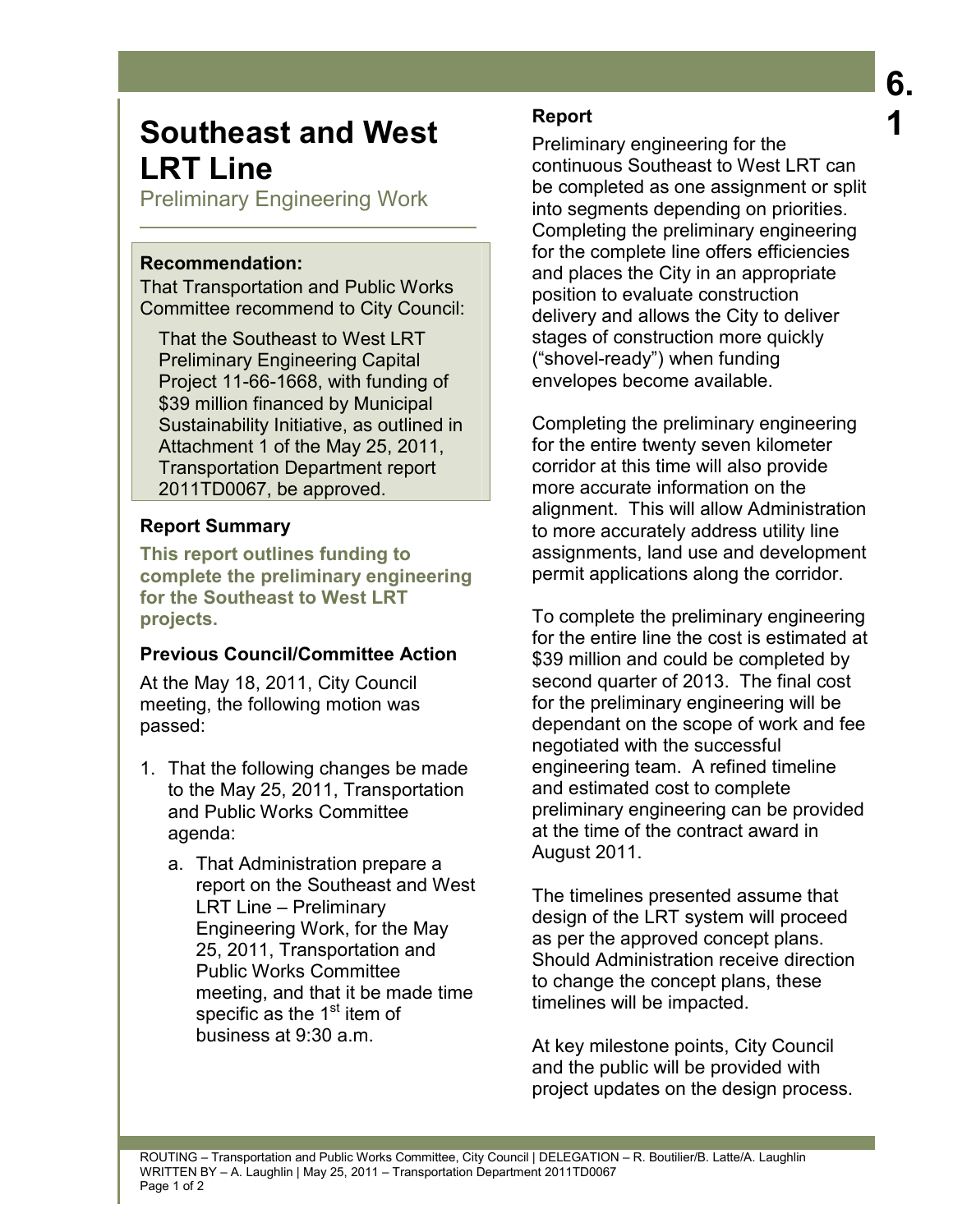# Southeast and West LRT Line

## Preliminary Engineering Work

**Recommendation:**

That Transportation and Public Works Committee recommend to City Council:

> That the Southeast to West LRT Preliminary Engineering Capital Project 11-66-1668, with funding of $39 million financed by Municipal Sustainability Initiative, as outlined in Attachment 1 of the May 25, 2011, Transportation Department report 2011TD0067, be approved.

### Report Summary

**This report outlines funding to complete the preliminary engineering for the Southeast to West LRT projects.**

### Previous Council/Committee Action

At the May 18, 2011, City Council meeting, the following motion was passed:

1. That the following changes be made to the May 25, 2011, Transportation and Public Works Committee agenda:
   a. That Administration prepare a report on the Southeast and West LRT Line – Preliminary Engineering Work, for the May 25, 2011, Transportation and Public Works Committee meeting, and that it be made time specific as the 1st item of business at 9:30 a.m.

### Report

Preliminary engineering for the continuous Southeast to West LRT can be completed as one assignment or split into segments depending on priorities. Completing the preliminary engineering for the complete line offers efficiencies and places the City in an appropriate position to evaluate construction delivery and allows the City to deliver stages of construction more quickly ("shovel-ready") when funding envelopes become available.

Completing the preliminary engineering for the entire twenty seven kilometer corridor at this time will also provide more accurate information on the alignment. This will allow Administration to more accurately address utility line assignments, land use and development permit applications along the corridor.

To complete the preliminary engineering for the entire line the cost is estimated at $39 million and could be completed by second quarter of 2013. The final cost for the preliminary engineering will be dependant on the scope of work and fee negotiated with the successful engineering team. A refined timeline and estimated cost to complete preliminary engineering can be provided at the time of the contract award in August 2011.

The timelines presented assume that design of the LRT system will proceed as per the approved concept plans. Should Administration receive direction to change the concept plans, these timelines will be impacted.

At key milestone points, City Council and the public will be provided with project updates on the design process.

ROUTING – Transportation and Public Works Committee, City Council | DELEGATION – R. Boutilier/B. Latte/A. Laughlin
WRITTEN BY – A. Laughlin | May 25, 2011 – Transportation Department 2011TD0067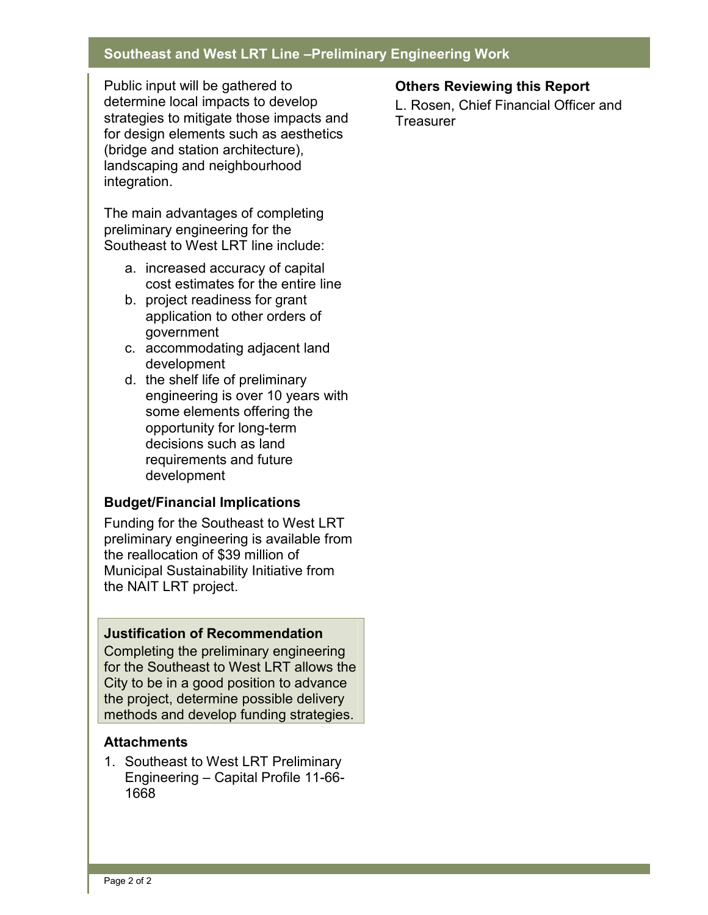Public input will be gathered to determine local impacts to develop strategies to mitigate those impacts and for design elements such as aesthetics (bridge and station architecture), landscaping and neighbourhood integration.

The main advantages of completing preliminary engineering for the Southeast to West LRT line include:

a. increased accuracy of capital cost estimates for the entire line
b. project readiness for grant application to other orders of government
c. accommodating adjacent land development
d. the shelf life of preliminary engineering is over 10 years with some elements offering the opportunity for long-term decisions such as land requirements and future development

### Budget/Financial Implications

Funding for the Southeast to West LRT preliminary engineering is available from the reallocation of $39 million of Municipal Sustainability Initiative from the NAIT LRT project.

### Justification of Recommendation

Completing the preliminary engineering for the Southeast to West LRT allows the City to be in a good position to advance the project, determine possible delivery methods and develop funding strategies.

### Attachments

1. Southeast to West LRT Preliminary Engineering – Capital Profile 11-66-1668

### Others Reviewing this Report

L. Rosen, Chief Financial Officer and Treasurer